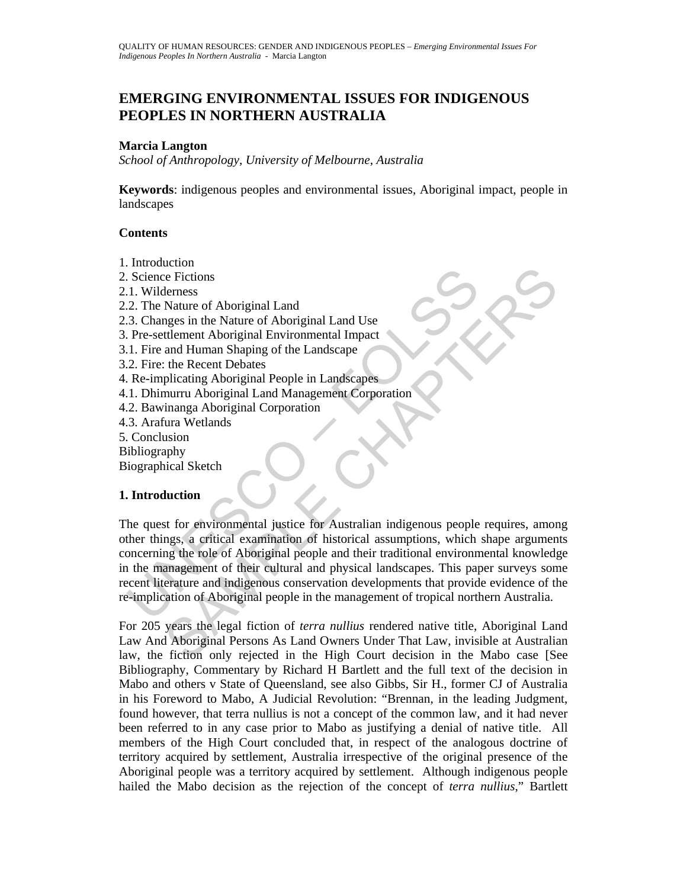# EMERGING ENVIRONMENTAL ISSUES FOR INDIGENOUS PEOPLES IN NORTHERN AUSTRALIA

**Marcia Langton**
*School of Anthropology, University of Melbourne, Australia*

**Keywords**: indigenous peoples and environmental issues, Aboriginal impact, people in landscapes

**Contents**

1. Introduction
2. Science Fictions
2.1. Wilderness
2.2. The Nature of Aboriginal Land
2.3. Changes in the Nature of Aboriginal Land Use
3. Pre-settlement Aboriginal Environmental Impact
3.1. Fire and Human Shaping of the Landscape
3.2. Fire: the Recent Debates
4. Re-implicating Aboriginal People in Landscapes
4.1. Dhimurru Aboriginal Land Management Corporation
4.2. Bawinanga Aboriginal Corporation
4.3. Arafura Wetlands
5. Conclusion
Bibliography
Biographical Sketch

## 1. Introduction

The quest for environmental justice for Australian indigenous people requires, among other things, a critical examination of historical assumptions, which shape arguments concerning the role of Aboriginal people and their traditional environmental knowledge in the management of their cultural and physical landscapes. This paper surveys some recent literature and indigenous conservation developments that provide evidence of the re-implication of Aboriginal people in the management of tropical northern Australia.

For 205 years the legal fiction of *terra nullius* rendered native title, Aboriginal Land Law And Aboriginal Persons As Land Owners Under That Law, invisible at Australian law, the fiction only rejected in the High Court decision in the Mabo case [See Bibliography, Commentary by Richard H Bartlett and the full text of the decision in Mabo and others v State of Queensland, see also Gibbs, Sir H., former CJ of Australia in his Foreword to Mabo, A Judicial Revolution: "Brennan, in the leading Judgment, found however, that terra nullius is not a concept of the common law, and it had never been referred to in any case prior to Mabo as justifying a denial of native title. All members of the High Court concluded that, in respect of the analogous doctrine of territory acquired by settlement, Australia irrespective of the original presence of the Aboriginal people was a territory acquired by settlement. Although indigenous people hailed the Mabo decision as the rejection of the concept of *terra nullius*," Bartlett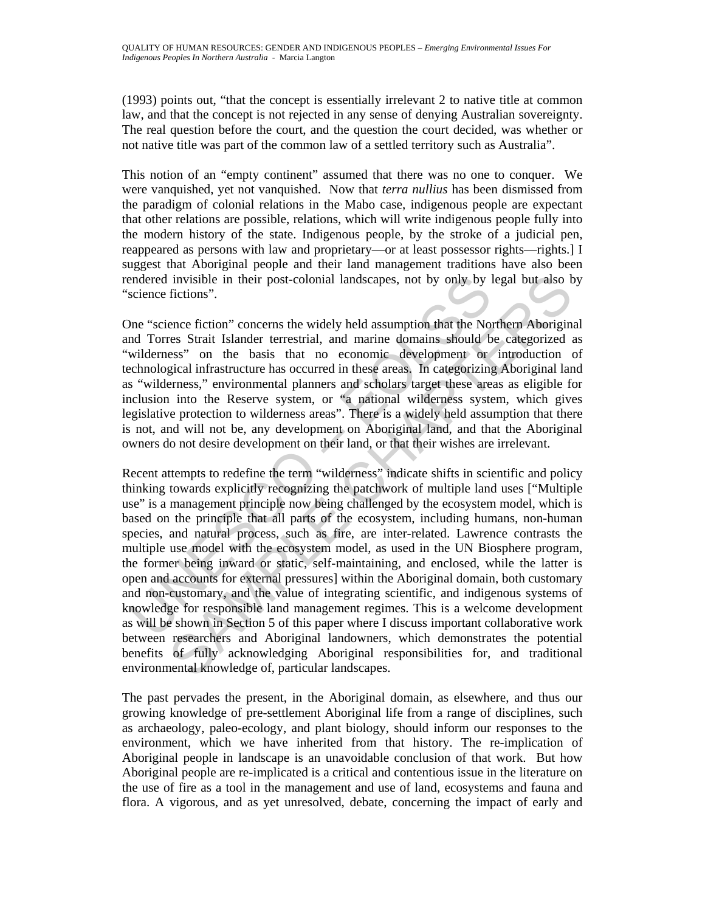(1993) points out, "that the concept is essentially irrelevant 2 to native title at common law, and that the concept is not rejected in any sense of denying Australian sovereignty. The real question before the court, and the question the court decided, was whether or not native title was part of the common law of a settled territory such as Australia".

This notion of an "empty continent" assumed that there was no one to conquer. We were vanquished, yet not vanquished. Now that *terra nullius* has been dismissed from the paradigm of colonial relations in the Mabo case, indigenous people are expectant that other relations are possible, relations, which will write indigenous people fully into the modern history of the state. Indigenous people, by the stroke of a judicial pen, reappeared as persons with law and proprietary—or at least possessor rights—rights.] I suggest that Aboriginal people and their land management traditions have also been rendered invisible in their post-colonial landscapes, not by only by legal but also by "science fictions".

One "science fiction" concerns the widely held assumption that the Northern Aboriginal and Torres Strait Islander terrestrial, and marine domains should be categorized as "wilderness" on the basis that no economic development or introduction of technological infrastructure has occurred in these areas. In categorizing Aboriginal land as "wilderness," environmental planners and scholars target these areas as eligible for inclusion into the Reserve system, or "a national wilderness system, which gives legislative protection to wilderness areas". There is a widely held assumption that there is not, and will not be, any development on Aboriginal land, and that the Aboriginal owners do not desire development on their land, or that their wishes are irrelevant.

Recent attempts to redefine the term "wilderness" indicate shifts in scientific and policy thinking towards explicitly recognizing the patchwork of multiple land uses ["Multiple use" is a management principle now being challenged by the ecosystem model, which is based on the principle that all parts of the ecosystem, including humans, non-human species, and natural process, such as fire, are inter-related. Lawrence contrasts the multiple use model with the ecosystem model, as used in the UN Biosphere program, the former being inward or static, self-maintaining, and enclosed, while the latter is open and accounts for external pressures] within the Aboriginal domain, both customary and non-customary, and the value of integrating scientific, and indigenous systems of knowledge for responsible land management regimes. This is a welcome development as will be shown in Section 5 of this paper where I discuss important collaborative work between researchers and Aboriginal landowners, which demonstrates the potential benefits of fully acknowledging Aboriginal responsibilities for, and traditional environmental knowledge of, particular landscapes.

The past pervades the present, in the Aboriginal domain, as elsewhere, and thus our growing knowledge of pre-settlement Aboriginal life from a range of disciplines, such as archaeology, paleo-ecology, and plant biology, should inform our responses to the environment, which we have inherited from that history. The re-implication of Aboriginal people in landscape is an unavoidable conclusion of that work. But how Aboriginal people are re-implicated is a critical and contentious issue in the literature on the use of fire as a tool in the management and use of land, ecosystems and fauna and flora. A vigorous, and as yet unresolved, debate, concerning the impact of early and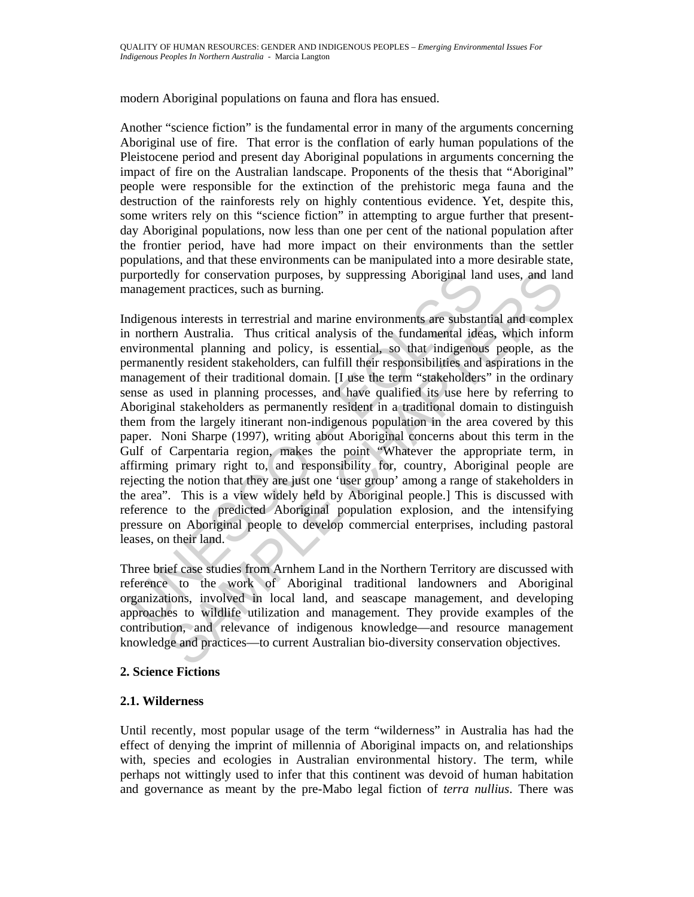modern Aboriginal populations on fauna and flora has ensued.

Another "science fiction" is the fundamental error in many of the arguments concerning Aboriginal use of fire. That error is the conflation of early human populations of the Pleistocene period and present day Aboriginal populations in arguments concerning the impact of fire on the Australian landscape. Proponents of the thesis that "Aboriginal" people were responsible for the extinction of the prehistoric mega fauna and the destruction of the rainforests rely on highly contentious evidence. Yet, despite this, some writers rely on this "science fiction" in attempting to argue further that present-day Aboriginal populations, now less than one per cent of the national population after the frontier period, have had more impact on their environments than the settler populations, and that these environments can be manipulated into a more desirable state, purportedly for conservation purposes, by suppressing Aboriginal land uses, and land management practices, such as burning.

Indigenous interests in terrestrial and marine environments are substantial and complex in northern Australia. Thus critical analysis of the fundamental ideas, which inform environmental planning and policy, is essential, so that indigenous people, as the permanently resident stakeholders, can fulfill their responsibilities and aspirations in the management of their traditional domain. [I use the term "stakeholders" in the ordinary sense as used in planning processes, and have qualified its use here by referring to Aboriginal stakeholders as permanently resident in a traditional domain to distinguish them from the largely itinerant non-indigenous population in the area covered by this paper. Noni Sharpe (1997), writing about Aboriginal concerns about this term in the Gulf of Carpentaria region, makes the point "Whatever the appropriate term, in affirming primary right to, and responsibility for, country, Aboriginal people are rejecting the notion that they are just one 'user group' among a range of stakeholders in the area". This is a view widely held by Aboriginal people.] This is discussed with reference to the predicted Aboriginal population explosion, and the intensifying pressure on Aboriginal people to develop commercial enterprises, including pastoral leases, on their land.

Three brief case studies from Arnhem Land in the Northern Territory are discussed with reference to the work of Aboriginal traditional landowners and Aboriginal organizations, involved in local land, and seascape management, and developing approaches to wildlife utilization and management. They provide examples of the contribution, and relevance of indigenous knowledge—and resource management knowledge and practices—to current Australian bio-diversity conservation objectives.

## 2. Science Fictions

### 2.1. Wilderness

Until recently, most popular usage of the term "wilderness" in Australia has had the effect of denying the imprint of millennia of Aboriginal impacts on, and relationships with, species and ecologies in Australian environmental history. The term, while perhaps not wittingly used to infer that this continent was devoid of human habitation and governance as meant by the pre-Mabo legal fiction of *terra nullius*. There was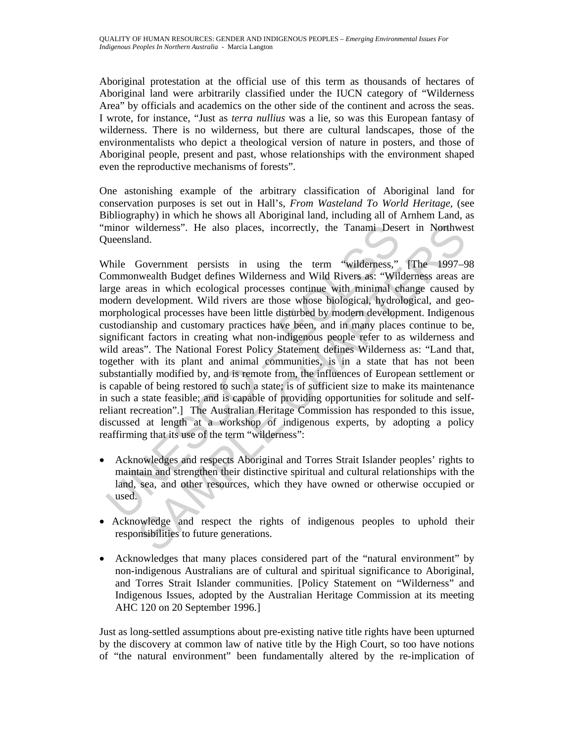Aboriginal protestation at the official use of this term as thousands of hectares of Aboriginal land were arbitrarily classified under the IUCN category of "Wilderness Area" by officials and academics on the other side of the continent and across the seas. I wrote, for instance, "Just as *terra nullius* was a lie, so was this European fantasy of wilderness. There is no wilderness, but there are cultural landscapes, those of the environmentalists who depict a theological version of nature in posters, and those of Aboriginal people, present and past, whose relationships with the environment shaped even the reproductive mechanisms of forests".

One astonishing example of the arbitrary classification of Aboriginal land for conservation purposes is set out in Hall's, *From Wasteland To World Heritage*, (see Bibliography) in which he shows all Aboriginal land, including all of Arnhem Land, as "minor wilderness". He also places, incorrectly, the Tanami Desert in Northwest Queensland.

While Government persists in using the term "wilderness," [The 1997–98 Commonwealth Budget defines Wilderness and Wild Rivers as: "Wilderness areas are large areas in which ecological processes continue with minimal change caused by modern development. Wild rivers are those whose biological, hydrological, and geo-morphological processes have been little disturbed by modern development. Indigenous custodianship and customary practices have been, and in many places continue to be, significant factors in creating what non-indigenous people refer to as wilderness and wild areas". The National Forest Policy Statement defines Wilderness as: "Land that, together with its plant and animal communities, is in a state that has not been substantially modified by, and is remote from, the influences of European settlement or is capable of being restored to such a state; is of sufficient size to make its maintenance in such a state feasible; and is capable of providing opportunities for solitude and self-reliant recreation".] The Australian Heritage Commission has responded to this issue, discussed at length at a workshop of indigenous experts, by adopting a policy reaffirming that its use of the term "wilderness":

- Acknowledges and respects Aboriginal and Torres Strait Islander peoples' rights to maintain and strengthen their distinctive spiritual and cultural relationships with the land, sea, and other resources, which they have owned or otherwise occupied or used.

- Acknowledge and respect the rights of indigenous peoples to uphold their responsibilities to future generations.

- Acknowledges that many places considered part of the "natural environment" by non-indigenous Australians are of cultural and spiritual significance to Aboriginal, and Torres Strait Islander communities. [Policy Statement on "Wilderness" and Indigenous Issues, adopted by the Australian Heritage Commission at its meeting AHC 120 on 20 September 1996.]

Just as long-settled assumptions about pre-existing native title rights have been upturned by the discovery at common law of native title by the High Court, so too have notions of "the natural environment" been fundamentally altered by the re-implication of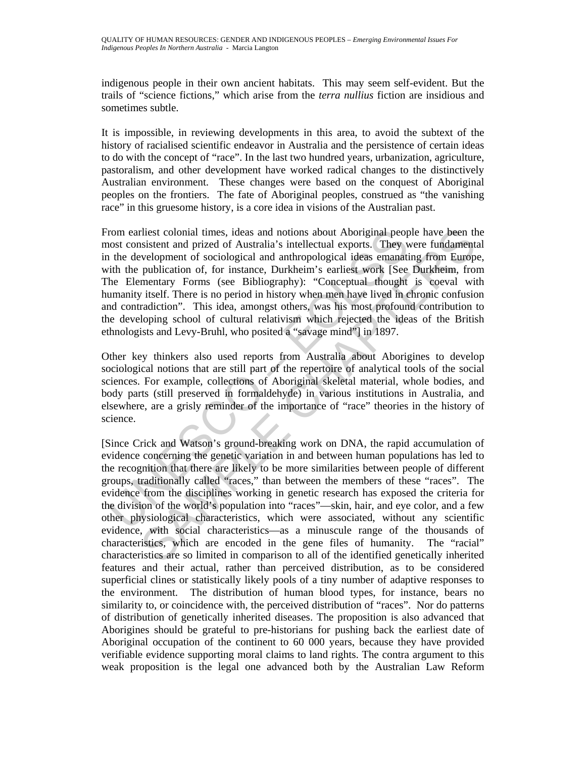indigenous people in their own ancient habitats. This may seem self-evident. But the trails of "science fictions," which arise from the *terra nullius* fiction are insidious and sometimes subtle.

It is impossible, in reviewing developments in this area, to avoid the subtext of the history of racialised scientific endeavor in Australia and the persistence of certain ideas to do with the concept of "race". In the last two hundred years, urbanization, agriculture, pastoralism, and other development have worked radical changes to the distinctively Australian environment. These changes were based on the conquest of Aboriginal peoples on the frontiers. The fate of Aboriginal peoples, construed as "the vanishing race" in this gruesome history, is a core idea in visions of the Australian past.

From earliest colonial times, ideas and notions about Aboriginal people have been the most consistent and prized of Australia's intellectual exports. They were fundamental in the development of sociological and anthropological ideas emanating from Europe, with the publication of, for instance, Durkheim's earliest work [See Durkheim, from The Elementary Forms (see Bibliography): "Conceptual thought is coeval with humanity itself. There is no period in history when men have lived in chronic confusion and contradiction". This idea, amongst others, was his most profound contribution to the developing school of cultural relativism which rejected the ideas of the British ethnologists and Levy-Bruhl, who posited a "savage mind"] in 1897.

Other key thinkers also used reports from Australia about Aborigines to develop sociological notions that are still part of the repertoire of analytical tools of the social sciences. For example, collections of Aboriginal skeletal material, whole bodies, and body parts (still preserved in formaldehyde) in various institutions in Australia, and elsewhere, are a grisly reminder of the importance of "race" theories in the history of science.

[Since Crick and Watson's ground-breaking work on DNA, the rapid accumulation of evidence concerning the genetic variation in and between human populations has led to the recognition that there are likely to be more similarities between people of different groups, traditionally called "races," than between the members of these "races". The evidence from the disciplines working in genetic research has exposed the criteria for the division of the world's population into "races"—skin, hair, and eye color, and a few other physiological characteristics, which were associated, without any scientific evidence, with social characteristics—as a minuscule range of the thousands of characteristics, which are encoded in the gene files of humanity. The "racial" characteristics are so limited in comparison to all of the identified genetically inherited features and their actual, rather than perceived distribution, as to be considered superficial clines or statistically likely pools of a tiny number of adaptive responses to the environment. The distribution of human blood types, for instance, bears no similarity to, or coincidence with, the perceived distribution of "races". Nor do patterns of distribution of genetically inherited diseases. The proposition is also advanced that Aborigines should be grateful to pre-historians for pushing back the earliest date of Aboriginal occupation of the continent to 60 000 years, because they have provided verifiable evidence supporting moral claims to land rights. The contra argument to this weak proposition is the legal one advanced both by the Australian Law Reform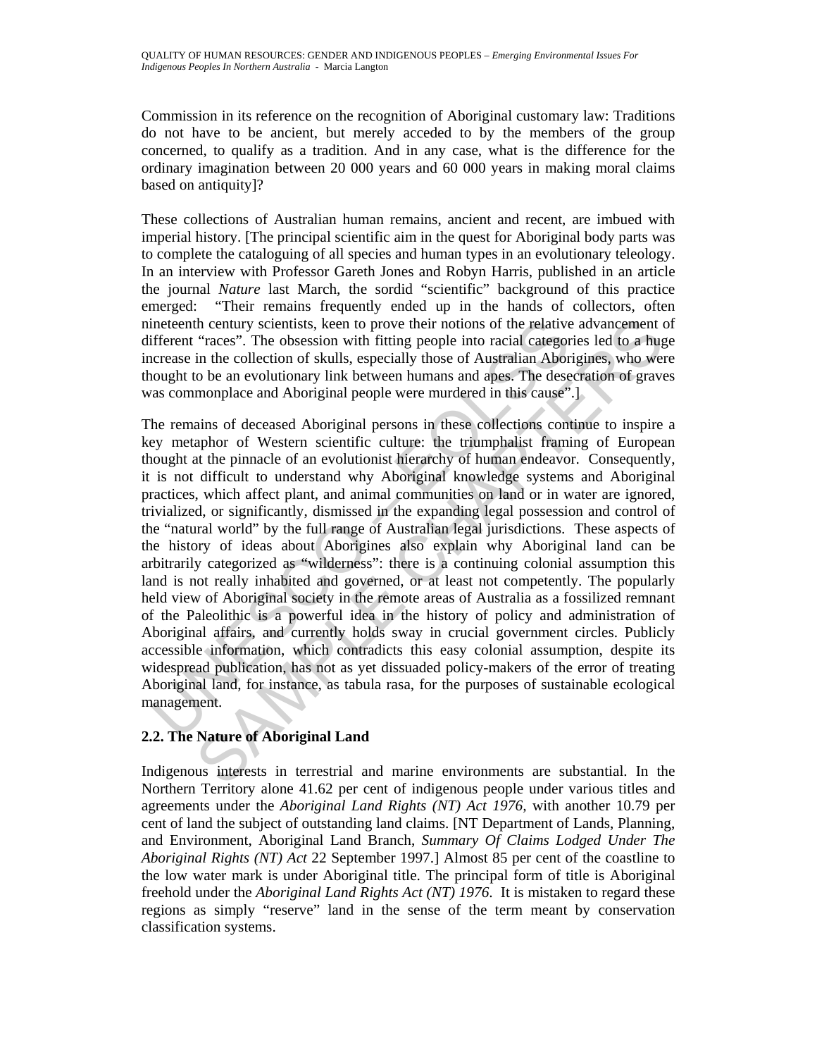Commission in its reference on the recognition of Aboriginal customary law: Traditions do not have to be ancient, but merely acceded to by the members of the group concerned, to qualify as a tradition. And in any case, what is the difference for the ordinary imagination between 20 000 years and 60 000 years in making moral claims based on antiquity]?

These collections of Australian human remains, ancient and recent, are imbued with imperial history. [The principal scientific aim in the quest for Aboriginal body parts was to complete the cataloguing of all species and human types in an evolutionary teleology. In an interview with Professor Gareth Jones and Robyn Harris, published in an article the journal *Nature* last March, the sordid "scientific" background of this practice emerged: "Their remains frequently ended up in the hands of collectors, often nineteenth century scientists, keen to prove their notions of the relative advancement of different "races". The obsession with fitting people into racial categories led to a huge increase in the collection of skulls, especially those of Australian Aborigines, who were thought to be an evolutionary link between humans and apes. The desecration of graves was commonplace and Aboriginal people were murdered in this cause".]

The remains of deceased Aboriginal persons in these collections continue to inspire a key metaphor of Western scientific culture: the triumphalist framing of European thought at the pinnacle of an evolutionist hierarchy of human endeavor. Consequently, it is not difficult to understand why Aboriginal knowledge systems and Aboriginal practices, which affect plant, and animal communities on land or in water are ignored, trivialized, or significantly, dismissed in the expanding legal possession and control of the "natural world" by the full range of Australian legal jurisdictions. These aspects of the history of ideas about Aborigines also explain why Aboriginal land can be arbitrarily categorized as "wilderness": there is a continuing colonial assumption this land is not really inhabited and governed, or at least not competently. The popularly held view of Aboriginal society in the remote areas of Australia as a fossilized remnant of the Paleolithic is a powerful idea in the history of policy and administration of Aboriginal affairs, and currently holds sway in crucial government circles. Publicly accessible information, which contradicts this easy colonial assumption, despite its widespread publication, has not as yet dissuaded policy-makers of the error of treating Aboriginal land, for instance, as tabula rasa, for the purposes of sustainable ecological management.

## 2.2. The Nature of Aboriginal Land

Indigenous interests in terrestrial and marine environments are substantial. In the Northern Territory alone 41.62 per cent of indigenous people under various titles and agreements under the *Aboriginal Land Rights (NT) Act 1976*, with another 10.79 per cent of land the subject of outstanding land claims. [NT Department of Lands, Planning, and Environment, Aboriginal Land Branch, *Summary Of Claims Lodged Under The Aboriginal Rights (NT) Act* 22 September 1997.] Almost 85 per cent of the coastline to the low water mark is under Aboriginal title. The principal form of title is Aboriginal freehold under the *Aboriginal Land Rights Act (NT) 1976*. It is mistaken to regard these regions as simply "reserve" land in the sense of the term meant by conservation classification systems.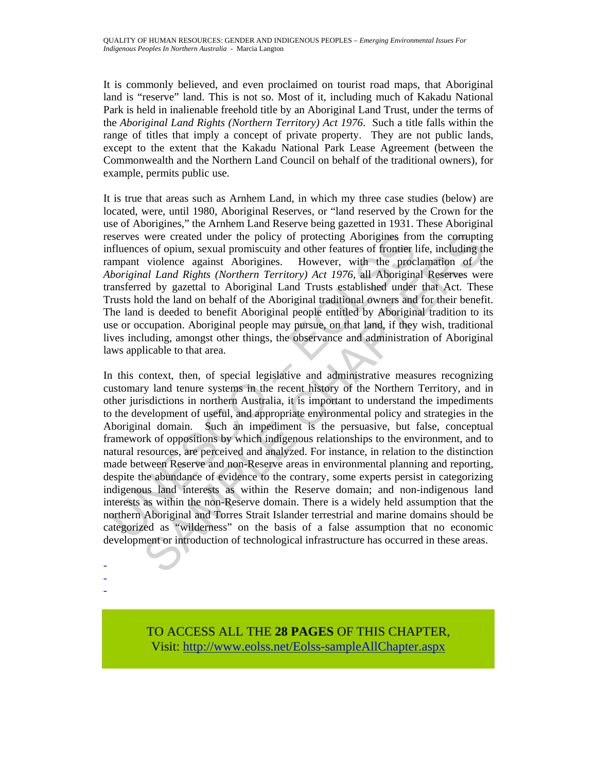It is commonly believed, and even proclaimed on tourist road maps, that Aboriginal land is "reserve" land. This is not so. Most of it, including much of Kakadu National Park is held in inalienable freehold title by an Aboriginal Land Trust, under the terms of the *Aboriginal Land Rights (Northern Territory) Act 1976*. Such a title falls within the range of titles that imply a concept of private property. They are not public lands, except to the extent that the Kakadu National Park Lease Agreement (between the Commonwealth and the Northern Land Council on behalf of the traditional owners), for example, permits public use.

It is true that areas such as Arnhem Land, in which my three case studies (below) are located, were, until 1980, Aboriginal Reserves, or "land reserved by the Crown for the use of Aborigines," the Arnhem Land Reserve being gazetted in 1931. These Aboriginal reserves were created under the policy of protecting Aborigines from the corrupting influences of opium, sexual promiscuity and other features of frontier life, including the rampant violence against Aborigines. However, with the proclamation of the *Aboriginal Land Rights (Northern Territory) Act 1976*, all Aboriginal Reserves were transferred by gazettal to Aboriginal Land Trusts established under that Act. These Trusts hold the land on behalf of the Aboriginal traditional owners and for their benefit. The land is deeded to benefit Aboriginal people entitled by Aboriginal tradition to its use or occupation. Aboriginal people may pursue, on that land, if they wish, traditional lives including, amongst other things, the observance and administration of Aboriginal laws applicable to that area.

In this context, then, of special legislative and administrative measures recognizing customary land tenure systems in the recent history of the Northern Territory, and in other jurisdictions in northern Australia, it is important to understand the impediments to the development of useful, and appropriate environmental policy and strategies in the Aboriginal domain. Such an impediment is the persuasive, but false, conceptual framework of oppositions by which indigenous relationships to the environment, and to natural resources, are perceived and analyzed. For instance, in relation to the distinction made between Reserve and non-Reserve areas in environmental planning and reporting, despite the abundance of evidence to the contrary, some experts persist in categorizing indigenous land interests as within the Reserve domain; and non-indigenous land interests as within the non-Reserve domain. There is a widely held assumption that the northern Aboriginal and Torres Strait Islander terrestrial and marine domains should be categorized as "wilderness" on the basis of a false assumption that no economic development or introduction of technological infrastructure has occurred in these areas.

-
-
-

TO ACCESS ALL THE **28 PAGES** OF THIS CHAPTER,
Visit: http://www.eolss.net/Eolss-sampleAllChapter.aspx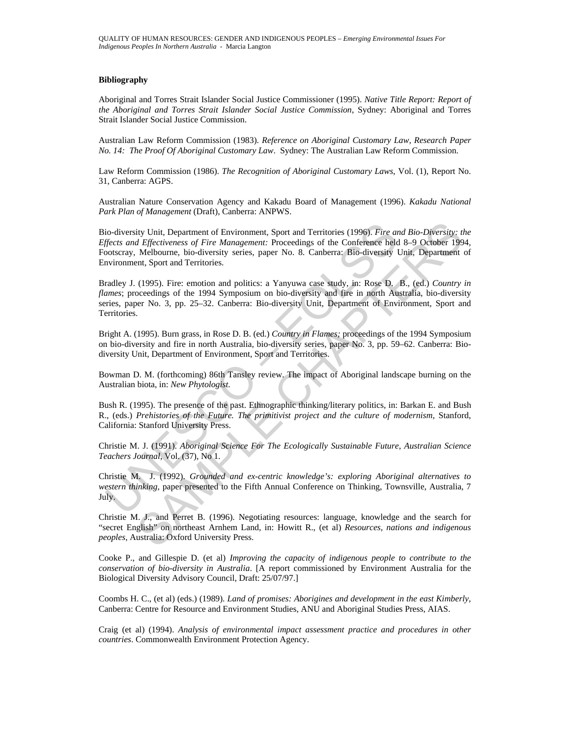### Bibliography

Aboriginal and Torres Strait Islander Social Justice Commissioner (1995). *Native Title Report: Report of the Aboriginal and Torres Strait Islander Social Justice Commission*, Sydney: Aboriginal and Torres Strait Islander Social Justice Commission.

Australian Law Reform Commission (1983). *Reference on Aboriginal Customary Law, Research Paper No. 14: The Proof Of Aboriginal Customary Law*. Sydney: The Australian Law Reform Commission.

Law Reform Commission (1986). *The Recognition of Aboriginal Customary Laws*, Vol. (1), Report No. 31, Canberra: AGPS.

Australian Nature Conservation Agency and Kakadu Board of Management (1996). *Kakadu National Park Plan of Management* (Draft), Canberra: ANPWS.

Bio-diversity Unit, Department of Environment, Sport and Territories (1996). *Fire and Bio-Diversity: the Effects and Effectiveness of Fire Management:* Proceedings of the Conference held 8–9 October 1994, Footscray, Melbourne, bio-diversity series, paper No. 8. Canberra: Bio-diversity Unit, Department of Environment, Sport and Territories.

Bradley J. (1995). Fire: emotion and politics: a Yanyuwa case study, in: Rose D. B., (ed.) *Country in flames*; proceedings of the 1994 Symposium on bio-diversity and fire in north Australia, bio-diversity series, paper No. 3, pp. 25–32. Canberra: Bio-diversity Unit, Department of Environment, Sport and Territories.

Bright A. (1995). Burn grass, in Rose D. B. (ed.) *Country in Flames;* proceedings of the 1994 Symposium on bio-diversity and fire in north Australia, bio-diversity series, paper No. 3, pp. 59–62. Canberra: Bio-diversity Unit, Department of Environment, Sport and Territories.

Bowman D. M. (forthcoming) 86th Tansley review. The impact of Aboriginal landscape burning on the Australian biota, in: *New Phytologist.*

Bush R. (1995). The presence of the past. Ethnographic thinking/literary politics, in: Barkan E. and Bush R., (eds.) *Prehistories of the Future. The primitivist project and the culture of modernism*, Stanford, California: Stanford University Press.

Christie M. J. (1991). *Aboriginal Science For The Ecologically Sustainable Future*, *Australian Science Teachers Journal*, Vol. (37), No 1.

Christie M. J. (1992). *Grounded and ex-centric knowledge's: exploring Aboriginal alternatives to western thinking*, paper presented to the Fifth Annual Conference on Thinking, Townsville, Australia, 7 July.

Christie M. J., and Perret B. (1996). Negotiating resources: language, knowledge and the search for "secret English" on northeast Arnhem Land, in: Howitt R., (et al) *Resources, nations and indigenous peoples*, Australia: Oxford University Press.

Cooke P., and Gillespie D. (et al) *Improving the capacity of indigenous people to contribute to the conservation of bio-diversity in Australia*. [A report commissioned by Environment Australia for the Biological Diversity Advisory Council, Draft: 25/07/97.]

Coombs H. C., (et al) (eds.) (1989). *Land of promises: Aborigines and development in the east Kimberly*, Canberra: Centre for Resource and Environment Studies, ANU and Aboriginal Studies Press, AIAS.

Craig (et al) (1994). *Analysis of environmental impact assessment practice and procedures in other countries*. Commonwealth Environment Protection Agency.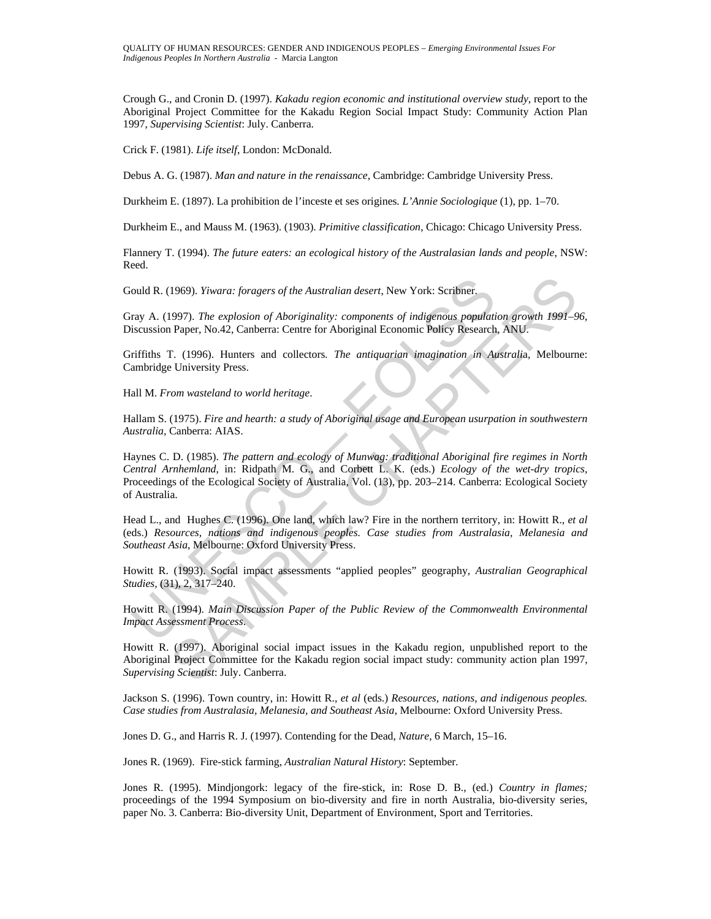Crough G., and Cronin D. (1997). *Kakadu region economic and institutional overview study*, report to the Aboriginal Project Committee for the Kakadu Region Social Impact Study: Community Action Plan 1997, *Supervising Scientist*: July. Canberra.

Crick F. (1981). *Life itself*, London: McDonald.

Debus A. G. (1987). *Man and nature in the renaissance*, Cambridge: Cambridge University Press.

Durkheim E. (1897). La prohibition de l'inceste et ses origines*. L'Annie Sociologique* (1), pp. 1–70.

Durkheim E., and Mauss M. (1963). (1903). *Primitive classification*, Chicago: Chicago University Press.

Flannery T. (1994). *The future eaters: an ecological history of the Australasian lands and people*, NSW: Reed.

Gould R. (1969). *Yiwara: foragers of the Australian desert*, New York: Scribner.

Gray A. (1997). *The explosion of Aboriginality: components of indigenous population growth 1991–96*, Discussion Paper, No.42, Canberra: Centre for Aboriginal Economic Policy Research, ANU.

Griffiths T. (1996). Hunters and collectors. *The antiquarian imagination in Australia*, Melbourne: Cambridge University Press.

Hall M. *From wasteland to world heritage*.

Hallam S. (1975). *Fire and hearth: a study of Aboriginal usage and European usurpation in southwestern Australia*, Canberra: AIAS.

Haynes C. D. (1985). *The pattern and ecology of Munwag: traditional Aboriginal fire regimes in North Central Arnhemland*, in: Ridpath M. G., and Corbett L. K. (eds.) *Ecology of the wet-dry tropics*, Proceedings of the Ecological Society of Australia, Vol. (13), pp. 203–214. Canberra: Ecological Society of Australia.

Head L., and Hughes C. (1996). One land, which law? Fire in the northern territory, in: Howitt R., *et al* (eds.) *Resources, nations and indigenous peoples. Case studies from Australasia, Melanesia and Southeast Asia*, Melbourne: Oxford University Press.

Howitt R. (1993). Social impact assessments "applied peoples" geography, *Australian Geographical Studies*, (31), 2, 317–240.

Howitt R. (1994). *Main Discussion Paper of the Public Review of the Commonwealth Environmental Impact Assessment Process*.

Howitt R. (1997). Aboriginal social impact issues in the Kakadu region, unpublished report to the Aboriginal Project Committee for the Kakadu region social impact study: community action plan 1997, *Supervising Scientist*: July. Canberra.

Jackson S. (1996). Town country, in: Howitt R., *et al* (eds.) *Resources, nations, and indigenous peoples. Case studies from Australasia, Melanesia, and Southeast Asia*, Melbourne: Oxford University Press.

Jones D. G., and Harris R. J. (1997). Contending for the Dead, *Nature*, 6 March, 15–16.

Jones R. (1969). Fire-stick farming, *Australian Natural History*: September.

Jones R. (1995). Mindjongork: legacy of the fire-stick, in: Rose D. B., (ed.) *Country in flames;* proceedings of the 1994 Symposium on bio-diversity and fire in north Australia, bio-diversity series, paper No. 3. Canberra: Bio-diversity Unit, Department of Environment, Sport and Territories.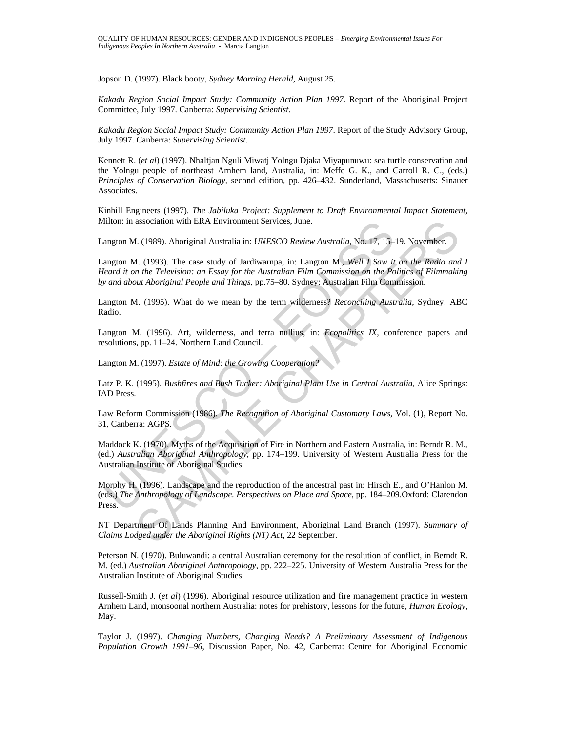Jopson D. (1997). Black booty, *Sydney Morning Herald*, August 25.

*Kakadu Region Social Impact Study: Community Action Plan 1997*. Report of the Aboriginal Project Committee, July 1997. Canberra: *Supervising Scientist.*

*Kakadu Region Social Impact Study: Community Action Plan 1997*. Report of the Study Advisory Group, July 1997. Canberra: *Supervising Scientist*.

Kennett R. (*et al*) (1997). Nhaltjan Nguli Miwatj Yolngu Djaka Miyapunuwu: sea turtle conservation and the Yolngu people of northeast Arnhem land, Australia, in: Meffe G. K., and Carroll R. C., (eds.) *Principles of Conservation Biology*, second edition, pp. 426–432. Sunderland, Massachusetts: Sinauer Associates.

Kinhill Engineers (1997). *The Jabiluka Project: Supplement to Draft Environmental Impact Statement*, Milton: in association with ERA Environment Services, June.

Langton M. (1989). Aboriginal Australia in: *UNESCO Review Australia*, No. 17, 15–19. November.

Langton M. (1993). The case study of Jardiwarnpa, in: Langton M., *Well I Saw it on the Radio and I Heard it on the Television: an Essay for the Australian Film Commission on the Politics of Filmmaking by and about Aboriginal People and Things*, pp.75–80. Sydney: Australian Film Commission.

Langton M. (1995). What do we mean by the term wilderness? *Reconciling Australia,* Sydney: ABC Radio.

Langton M. (1996). Art, wilderness, and terra nullius, in: *Ecopolitics IX*, conference papers and resolutions, pp. 11–24. Northern Land Council.

Langton M. (1997). *Estate of Mind: the Growing Cooperation?*

Latz P. K. (1995). *Bushfires and Bush Tucker: Aboriginal Plant Use in Central Australia*, Alice Springs: IAD Press.

Law Reform Commission (1986). *The Recognition of Aboriginal Customary Laws*, Vol. (1), Report No. 31, Canberra: AGPS.

Maddock K. (1970). Myths of the Acquisition of Fire in Northern and Eastern Australia, in: Berndt R. M., (ed.) *Australian Aboriginal Anthropology*, pp. 174–199. University of Western Australia Press for the Australian Institute of Aboriginal Studies.

Morphy H. (1996). Landscape and the reproduction of the ancestral past in: Hirsch E., and O'Hanlon M. (eds.) *The Anthropology of Landscape. Perspectives on Place and Space*, pp. 184–209.Oxford: Clarendon Press.

NT Department Of Lands Planning And Environment, Aboriginal Land Branch (1997). *Summary of Claims Lodged under the Aboriginal Rights (NT) Act*, 22 September.

Peterson N. (1970). Buluwandi: a central Australian ceremony for the resolution of conflict, in Berndt R. M. (ed.) *Australian Aboriginal Anthropology*, pp. 222–225. University of Western Australia Press for the Australian Institute of Aboriginal Studies.

Russell-Smith J. (*et al*) (1996). Aboriginal resource utilization and fire management practice in western Arnhem Land, monsoonal northern Australia: notes for prehistory, lessons for the future, *Human Ecology*, May.

Taylor J. (1997). *Changing Numbers, Changing Needs? A Preliminary Assessment of Indigenous Population Growth 1991–96*, Discussion Paper, No. 42, Canberra: Centre for Aboriginal Economic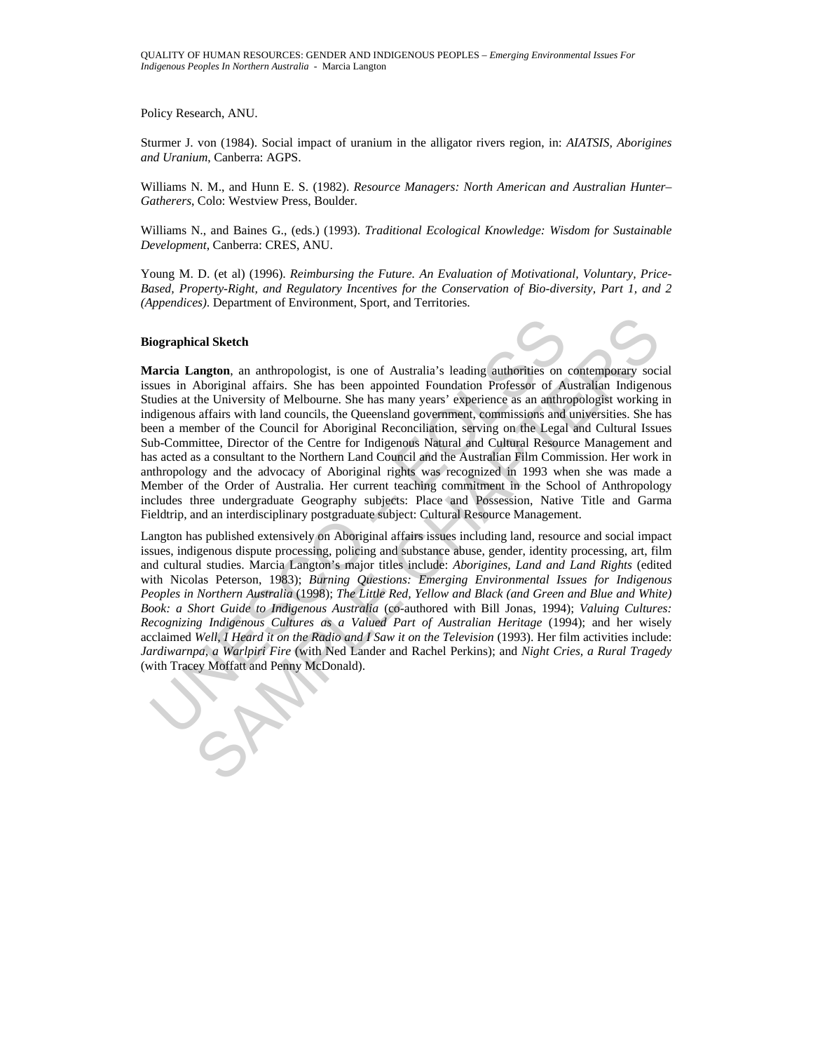Policy Research, ANU.

Sturmer J. von (1984). Social impact of uranium in the alligator rivers region, in: *AIATSIS, Aborigines and Uranium*, Canberra: AGPS.

Williams N. M., and Hunn E. S. (1982). *Resource Managers: North American and Australian Hunter–Gatherers*, Colo: Westview Press, Boulder.

Williams N., and Baines G., (eds.) (1993). *Traditional Ecological Knowledge: Wisdom for Sustainable Development*, Canberra: CRES, ANU.

Young M. D. (et al) (1996). *Reimbursing the Future. An Evaluation of Motivational, Voluntary, Price-Based, Property-Right, and Regulatory Incentives for the Conservation of Bio-diversity, Part 1, and 2 (Appendices)*. Department of Environment, Sport, and Territories.

**Biographical Sketch**

**Marcia Langton**, an anthropologist, is one of Australia's leading authorities on contemporary social issues in Aboriginal affairs. She has been appointed Foundation Professor of Australian Indigenous Studies at the University of Melbourne. She has many years' experience as an anthropologist working in indigenous affairs with land councils, the Queensland government, commissions and universities. She has been a member of the Council for Aboriginal Reconciliation, serving on the Legal and Cultural Issues Sub-Committee, Director of the Centre for Indigenous Natural and Cultural Resource Management and has acted as a consultant to the Northern Land Council and the Australian Film Commission. Her work in anthropology and the advocacy of Aboriginal rights was recognized in 1993 when she was made a Member of the Order of Australia. Her current teaching commitment in the School of Anthropology includes three undergraduate Geography subjects: Place and Possession, Native Title and Garma Fieldtrip, and an interdisciplinary postgraduate subject: Cultural Resource Management.

Langton has published extensively on Aboriginal affairs issues including land, resource and social impact issues, indigenous dispute processing, policing and substance abuse, gender, identity processing, art, film and cultural studies. Marcia Langton's major titles include: *Aborigines, Land and Land Rights* (edited with Nicolas Peterson, 1983); *Burning Questions: Emerging Environmental Issues for Indigenous Peoples in Northern Australia* (1998); *The Little Red, Yellow and Black (and Green and Blue and White) Book: a Short Guide to Indigenous Australia* (co-authored with Bill Jonas, 1994); *Valuing Cultures: Recognizing Indigenous Cultures as a Valued Part of Australian Heritage* (1994); and her wisely acclaimed *Well, I Heard it on the Radio and I Saw it on the Television* (1993). Her film activities include: *Jardiwarnpa, a Warlpiri Fire* (with Ned Lander and Rachel Perkins); and *Night Cries, a Rural Tragedy* (with Tracey Moffatt and Penny McDonald).